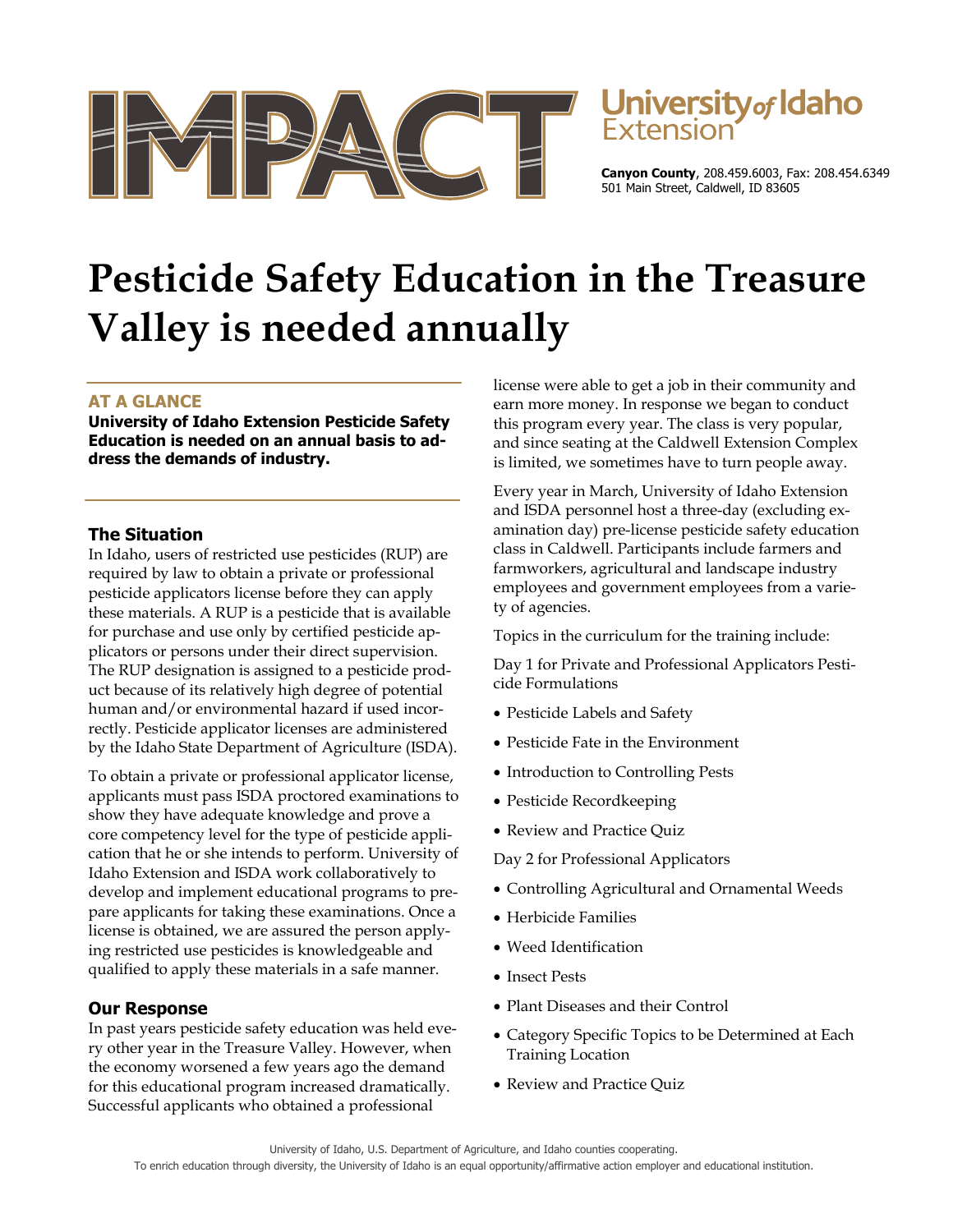IMPACT

University of Idaho Extension

**Canyon County**, 208.459.6003, Fax: 208.454.6349
501 Main Street, Caldwell, ID 83605

# Pesticide Safety Education in the Treasure Valley is needed annually

### AT A GLANCE

**University of Idaho Extension Pesticide Safety Education is needed on an annual basis to address the demands of industry.**

### The Situation

In Idaho, users of restricted use pesticides (RUP) are required by law to obtain a private or professional pesticide applicators license before they can apply these materials. A RUP is a pesticide that is available for purchase and use only by certified pesticide applicators or persons under their direct supervision. The RUP designation is assigned to a pesticide product because of its relatively high degree of potential human and/or environmental hazard if used incorrectly. Pesticide applicator licenses are administered by the Idaho State Department of Agriculture (ISDA).

To obtain a private or professional applicator license, applicants must pass ISDA proctored examinations to show they have adequate knowledge and prove a core competency level for the type of pesticide application that he or she intends to perform. University of Idaho Extension and ISDA work collaboratively to develop and implement educational programs to prepare applicants for taking these examinations. Once a license is obtained, we are assured the person applying restricted use pesticides is knowledgeable and qualified to apply these materials in a safe manner.

### Our Response

In past years pesticide safety education was held every other year in the Treasure Valley. However, when the economy worsened a few years ago the demand for this educational program increased dramatically. Successful applicants who obtained a professional license were able to get a job in their community and earn more money. In response we began to conduct this program every year. The class is very popular, and since seating at the Caldwell Extension Complex is limited, we sometimes have to turn people away.

Every year in March, University of Idaho Extension and ISDA personnel host a three-day (excluding examination day) pre-license pesticide safety education class in Caldwell. Participants include farmers and farmworkers, agricultural and landscape industry employees and government employees from a variety of agencies.

Topics in the curriculum for the training include:

Day 1 for Private and Professional Applicators Pesticide Formulations

- Pesticide Labels and Safety
- Pesticide Fate in the Environment
- Introduction to Controlling Pests
- Pesticide Recordkeeping
- Review and Practice Quiz

Day 2 for Professional Applicators

- Controlling Agricultural and Ornamental Weeds
- Herbicide Families
- Weed Identification
- Insect Pests
- Plant Diseases and their Control
- Category Specific Topics to be Determined at Each Training Location
- Review and Practice Quiz

University of Idaho, U.S. Department of Agriculture, and Idaho counties cooperating.
To enrich education through diversity, the University of Idaho is an equal opportunity/affirmative action employer and educational institution.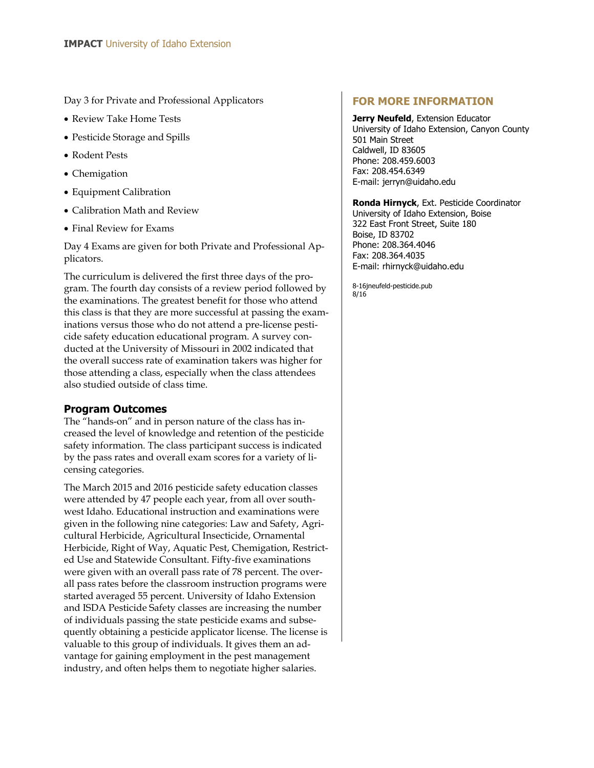Day 3 for Private and Professional Applicators

- Review Take Home Tests
- Pesticide Storage and Spills
- Rodent Pests
- Chemigation
- Equipment Calibration
- Calibration Math and Review
- Final Review for Exams

Day 4 Exams are given for both Private and Professional Applicators.

The curriculum is delivered the first three days of the program. The fourth day consists of a review period followed by the examinations. The greatest benefit for those who attend this class is that they are more successful at passing the examinations versus those who do not attend a pre-license pesticide safety education educational program. A survey conducted at the University of Missouri in 2002 indicated that the overall success rate of examination takers was higher for those attending a class, especially when the class attendees also studied outside of class time.

## Program Outcomes

The "hands-on" and in person nature of the class has increased the level of knowledge and retention of the pesticide safety information. The class participant success is indicated by the pass rates and overall exam scores for a variety of licensing categories.

The March 2015 and 2016 pesticide safety education classes were attended by 47 people each year, from all over southwest Idaho. Educational instruction and examinations were given in the following nine categories: Law and Safety, Agricultural Herbicide, Agricultural Insecticide, Ornamental Herbicide, Right of Way, Aquatic Pest, Chemigation, Restricted Use and Statewide Consultant. Fifty-five examinations were given with an overall pass rate of 78 percent. The overall pass rates before the classroom instruction programs were started averaged 55 percent. University of Idaho Extension and ISDA Pesticide Safety classes are increasing the number of individuals passing the state pesticide exams and subsequently obtaining a pesticide applicator license. The license is valuable to this group of individuals. It gives them an advantage for gaining employment in the pest management industry, and often helps them to negotiate higher salaries.

## FOR MORE INFORMATION

**Jerry Neufeld**, Extension Educator
University of Idaho Extension, Canyon County
501 Main Street
Caldwell, ID 83605
Phone: 208.459.6003
Fax: 208.454.6349
E-mail: jerryn@uidaho.edu

**Ronda Hirnyck**, Ext. Pesticide Coordinator
University of Idaho Extension, Boise
322 East Front Street, Suite 180
Boise, ID 83702
Phone: 208.364.4046
Fax: 208.364.4035
E-mail: rhirnyck@uidaho.edu

8-16jneufeld-pesticide.pub
8/16